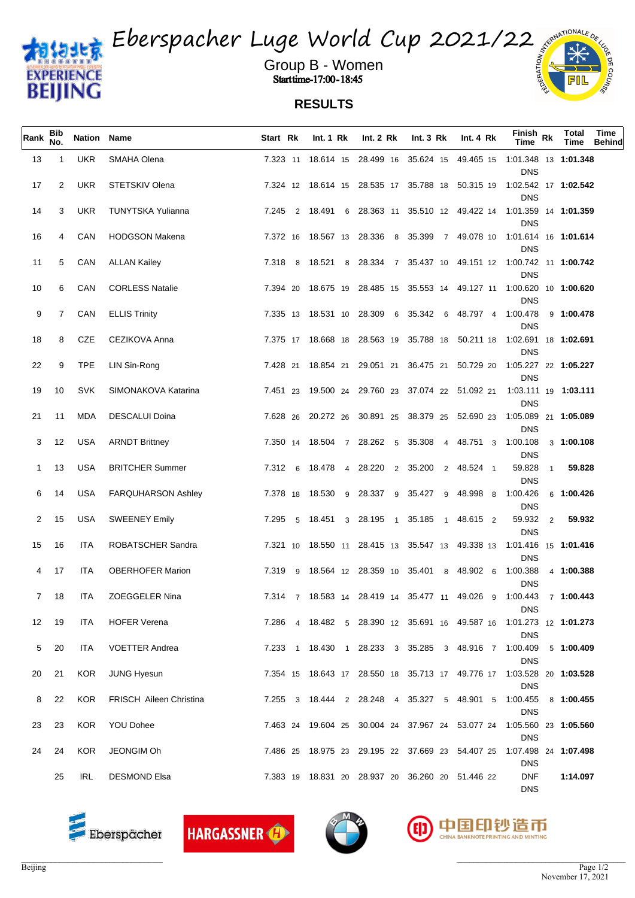# Eberspacher Luge World Cup 2021/22

## Group B - Women

Starttime-17:00-18:45

## RESULTS

| Rank | Bib No. | Nation | Name | Start | Rk | Int. 1 | Rk | Int. 2 | Rk | Int. 3 | Rk | Int. 4 | Rk | Finish Time | Rk | Total Time | Behind |
|---|---|---|---|---|---|---|---|---|---|---|---|---|---|---|---|---|---|
| 13 | 1 | UKR | SMAHA Olena | 7.323 | 11 | 18.614 | 15 | 28.499 | 16 | 35.624 | 15 | 49.465 | 15 | 1:01.348 DNS | 13 | 1:01.348 | |
| 17 | 2 | UKR | STETSKIV Olena | 7.324 | 12 | 18.614 | 15 | 28.535 | 17 | 35.788 | 18 | 50.315 | 19 | 1:02.542 DNS | 17 | 1:02.542 | |
| 14 | 3 | UKR | TUNYTSKA Yulianna | 7.245 | 2 | 18.491 | 6 | 28.363 | 11 | 35.510 | 12 | 49.422 | 14 | 1:01.359 DNS | 14 | 1:01.359 | |
| 16 | 4 | CAN | HODGSON Makena | 7.372 | 16 | 18.567 | 13 | 28.336 | 8 | 35.399 | 7 | 49.078 | 10 | 1:01.614 DNS | 16 | 1:01.614 | |
| 11 | 5 | CAN | ALLAN Kailey | 7.318 | 8 | 18.521 | 8 | 28.334 | 7 | 35.437 | 10 | 49.151 | 12 | 1:00.742 DNS | 11 | 1:00.742 | |
| 10 | 6 | CAN | CORLESS Natalie | 7.394 | 20 | 18.675 | 19 | 28.485 | 15 | 35.553 | 14 | 49.127 | 11 | 1:00.620 DNS | 10 | 1:00.620 | |
| 9 | 7 | CAN | ELLIS Trinity | 7.335 | 13 | 18.531 | 10 | 28.309 | 6 | 35.342 | 6 | 48.797 | 4 | 1:00.478 DNS | 9 | 1:00.478 | |
| 18 | 8 | CZE | CEZIKOVA Anna | 7.375 | 17 | 18.668 | 18 | 28.563 | 19 | 35.788 | 18 | 50.211 | 18 | 1:02.691 DNS | 18 | 1:02.691 | |
| 22 | 9 | TPE | LIN Sin-Rong | 7.428 | 21 | 18.854 | 21 | 29.051 | 21 | 36.475 | 21 | 50.729 | 20 | 1:05.227 DNS | 22 | 1:05.227 | |
| 19 | 10 | SVK | SIMONAKOVA Katarina | 7.451 | 23 | 19.500 | 24 | 29.760 | 23 | 37.074 | 22 | 51.092 | 21 | 1:03.111 DNS | 19 | 1:03.111 | |
| 21 | 11 | MDA | DESCALUI Doina | 7.628 | 26 | 20.272 | 26 | 30.891 | 25 | 38.379 | 25 | 52.690 | 23 | 1:05.089 DNS | 21 | 1:05.089 | |
| 3 | 12 | USA | ARNDT Brittney | 7.350 | 14 | 18.504 | 7 | 28.262 | 5 | 35.308 | 4 | 48.751 | 3 | 1:00.108 DNS | 3 | 1:00.108 | |
| 1 | 13 | USA | BRITCHER Summer | 7.312 | 6 | 18.478 | 4 | 28.220 | 2 | 35.200 | 2 | 48.524 | 1 | 59.828 DNS | 1 | 59.828 | |
| 6 | 14 | USA | FARQUHARSON Ashley | 7.378 | 18 | 18.530 | 9 | 28.337 | 9 | 35.427 | 9 | 48.998 | 8 | 1:00.426 DNS | 6 | 1:00.426 | |
| 2 | 15 | USA | SWEENEY Emily | 7.295 | 5 | 18.451 | 3 | 28.195 | 1 | 35.185 | 1 | 48.615 | 2 | 59.932 DNS | 2 | 59.932 | |
| 15 | 16 | ITA | ROBATSCHER Sandra | 7.321 | 10 | 18.550 | 11 | 28.415 | 13 | 35.547 | 13 | 49.338 | 13 | 1:01.416 DNS | 15 | 1:01.416 | |
| 4 | 17 | ITA | OBERHOFER Marion | 7.319 | 9 | 18.564 | 12 | 28.359 | 10 | 35.401 | 8 | 48.902 | 6 | 1:00.388 DNS | 4 | 1:00.388 | |
| 7 | 18 | ITA | ZOEGGELER Nina | 7.314 | 7 | 18.583 | 14 | 28.419 | 14 | 35.477 | 11 | 49.026 | 9 | 1:00.443 DNS | 7 | 1:00.443 | |
| 12 | 19 | ITA | HOFER Verena | 7.286 | 4 | 18.482 | 5 | 28.390 | 12 | 35.691 | 16 | 49.587 | 16 | 1:01.273 DNS | 12 | 1:01.273 | |
| 5 | 20 | ITA | VOETTER Andrea | 7.233 | 1 | 18.430 | 1 | 28.233 | 3 | 35.285 | 3 | 48.916 | 7 | 1:00.409 DNS | 5 | 1:00.409 | |
| 20 | 21 | KOR | JUNG Hyesun | 7.354 | 15 | 18.643 | 17 | 28.550 | 18 | 35.713 | 17 | 49.776 | 17 | 1:03.528 DNS | 20 | 1:03.528 | |
| 8 | 22 | KOR | FRISCH Aileen Christina | 7.255 | 3 | 18.444 | 2 | 28.248 | 4 | 35.327 | 5 | 48.901 | 5 | 1:00.455 DNS | 8 | 1:00.455 | |
| 23 | 23 | KOR | YOU Dohee | 7.463 | 24 | 19.604 | 25 | 30.004 | 24 | 37.967 | 24 | 53.077 | 24 | 1:05.560 DNS | 23 | 1:05.560 | |
| 24 | 24 | KOR | JEONGIM Oh | 7.486 | 25 | 18.975 | 23 | 29.195 | 22 | 37.669 | 23 | 54.407 | 25 | 1:07.498 DNS | 24 | 1:07.498 | |
| | 25 | IRL | DESMOND Elsa | 7.383 | 19 | 18.831 | 20 | 28.937 | 20 | 36.260 | 20 | 51.446 | 22 | DNF DNS | | 1:14.097 | |

Beijing

November 17, 2021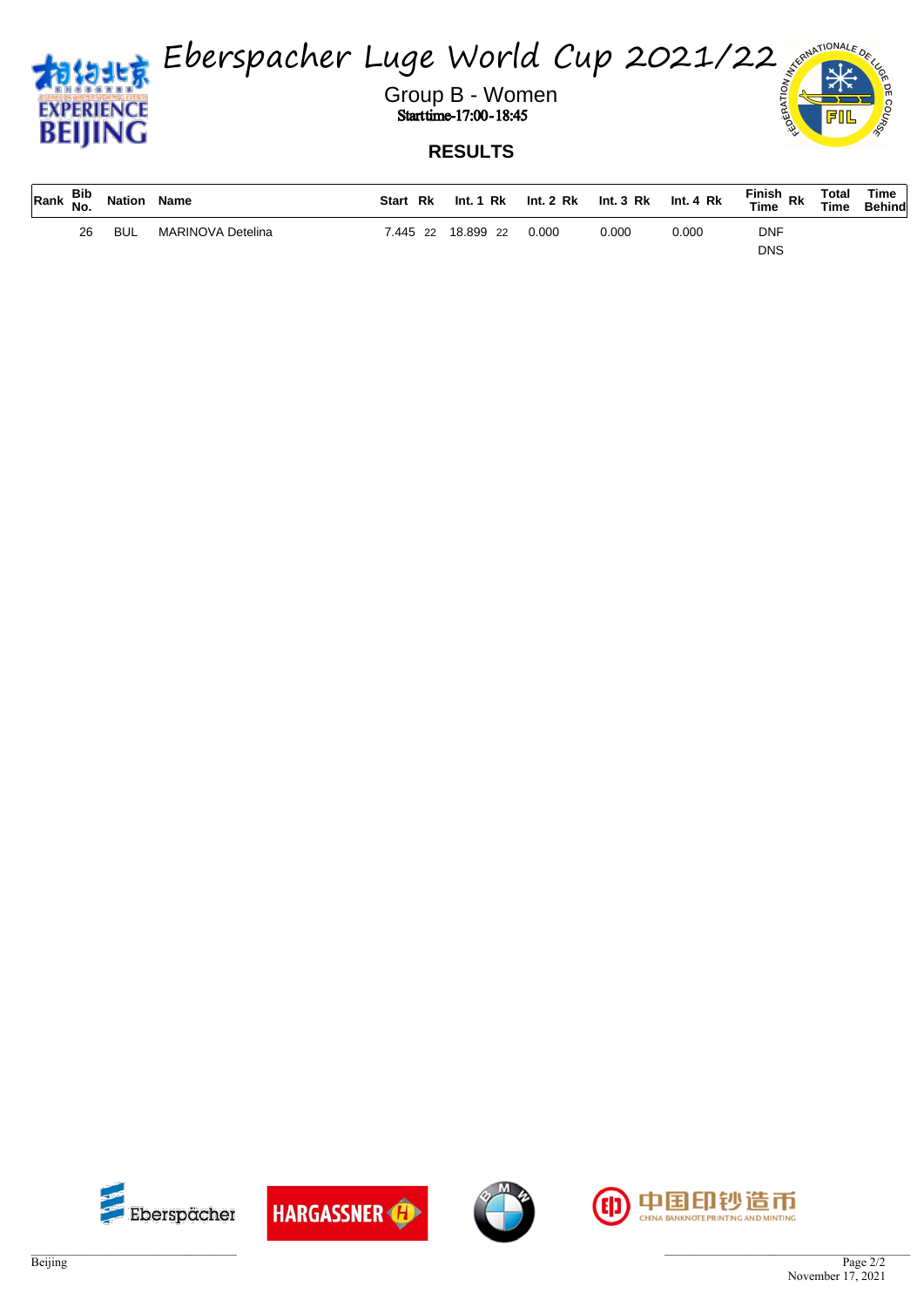# Eberspacher Luge World Cup 2021/22

Group B - Women

Starttime-17:00-18:45

## RESULTS

| Rank | Bib No. | Nation | Name | Start | Rk | Int. 1 | Rk | Int. 2 | Rk | Int. 3 | Rk | Int. 4 | Rk | Finish Time | Rk | Total Time | Time Behind |
|---|---|---|---|---|---|---|---|---|---|---|---|---|---|---|---|---|---|
| | 26 | BUL | MARINOVA Detelina | 7.445 | 22 | 18.899 | 22 | 0.000 | | 0.000 | | 0.000 | | DNF | | | |
| | | | | | | | | | | | | | | DNS | | | |

Beijing